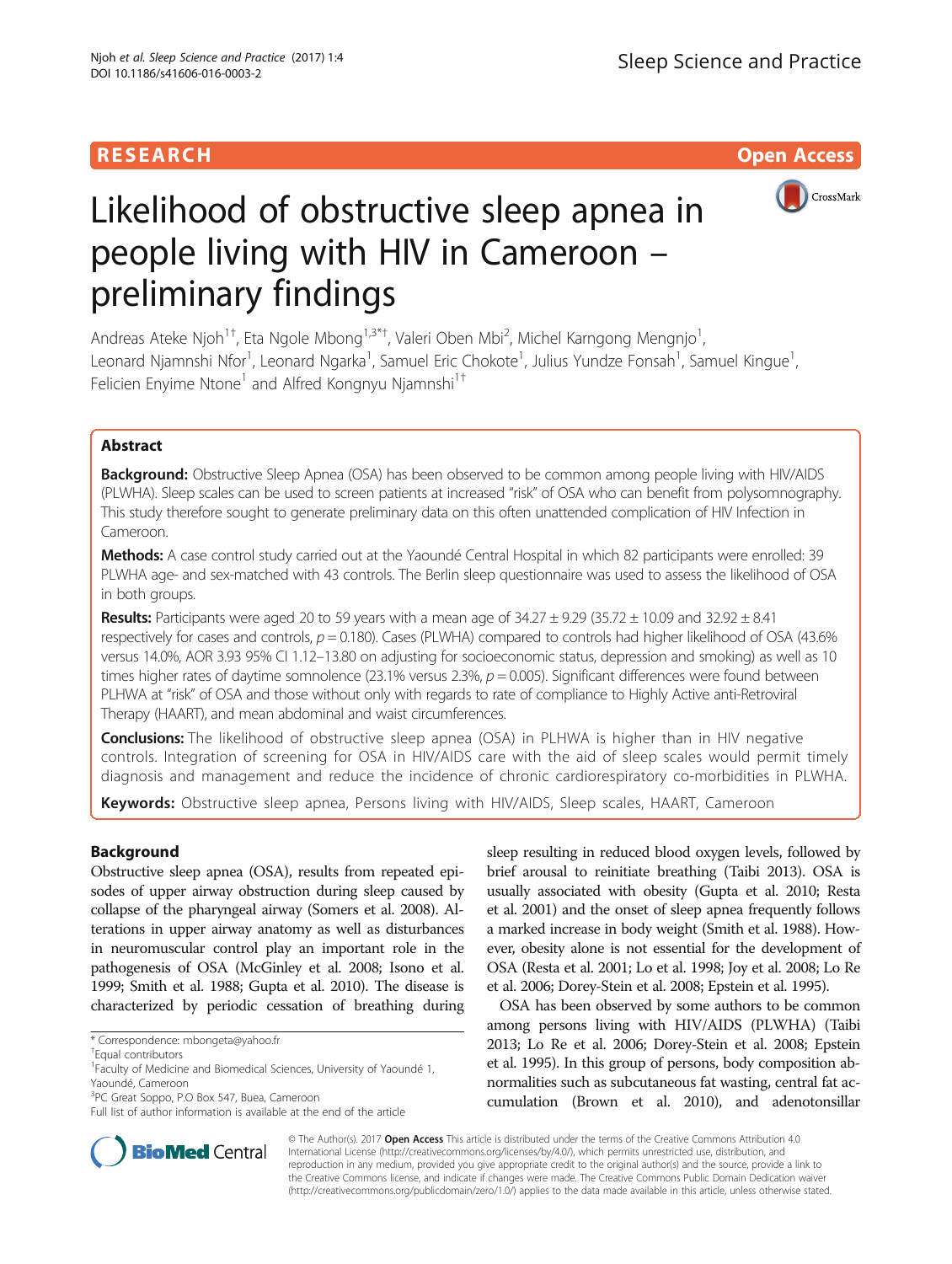RESEARCH Open Access

# Likelihood of obstructive sleep apnea in people living with HIV in Cameroon – preliminary findings

Andreas Ateke Njoh[1†], Eta Ngole Mbong[1,3*†], Valeri Oben Mbi[2], Michel Karngong Mengnjo[1], Leonard Njamnshi Nfor[1], Leonard Ngarka[1], Samuel Eric Chokote[1], Julius Yundze Fonsah[1], Samuel Kingue[1], Felicien Enyime Ntone[1] and Alfred Kongnyu Njamnshi[1†]

## Abstract

**Background:** Obstructive Sleep Apnea (OSA) has been observed to be common among people living with HIV/AIDS (PLWHA). Sleep scales can be used to screen patients at increased "risk" of OSA who can benefit from polysomnography. This study therefore sought to generate preliminary data on this often unattended complication of HIV Infection in Cameroon.

**Methods:** A case control study carried out at the Yaoundé Central Hospital in which 82 participants were enrolled: 39 PLWHA age- and sex-matched with 43 controls. The Berlin sleep questionnaire was used to assess the likelihood of OSA in both groups.

**Results:** Participants were aged 20 to 59 years with a mean age of 34.27 ± 9.29 (35.72 ± 10.09 and 32.92 ± 8.41 respectively for cases and controls, $p = 0.180$). Cases (PLWHA) compared to controls had higher likelihood of OSA (43.6% versus 14.0%, AOR 3.93 95% CI 1.12–13.80 on adjusting for socioeconomic status, depression and smoking) as well as 10 times higher rates of daytime somnolence (23.1% versus 2.3%, $p = 0.005$). Significant differences were found between PLHWA at "risk" of OSA and those without only with regards to rate of compliance to Highly Active anti-Retroviral Therapy (HAART), and mean abdominal and waist circumferences.

**Conclusions:** The likelihood of obstructive sleep apnea (OSA) in PLHWA is higher than in HIV negative controls. Integration of screening for OSA in HIV/AIDS care with the aid of sleep scales would permit timely diagnosis and management and reduce the incidence of chronic cardiorespiratory co-morbidities in PLWHA.

**Keywords:** Obstructive sleep apnea, Persons living with HIV/AIDS, Sleep scales, HAART, Cameroon

## Background

Obstructive sleep apnea (OSA), results from repeated episodes of upper airway obstruction during sleep caused by collapse of the pharyngeal airway (Somers et al. 2008). Alterations in upper airway anatomy as well as disturbances in neuromuscular control play an important role in the pathogenesis of OSA (McGinley et al. 2008; Isono et al. 1999; Smith et al. 1988; Gupta et al. 2010). The disease is characterized by periodic cessation of breathing during sleep resulting in reduced blood oxygen levels, followed by brief arousal to reinitiate breathing (Taibi 2013). OSA is usually associated with obesity (Gupta et al. 2010; Resta et al. 2001) and the onset of sleep apnea frequently follows a marked increase in body weight (Smith et al. 1988). However, obesity alone is not essential for the development of OSA (Resta et al. 2001; Lo et al. 1998; Joy et al. 2008; Lo Re et al. 2006; Dorey-Stein et al. 2008; Epstein et al. 1995).

OSA has been observed by some authors to be common among persons living with HIV/AIDS (PLWHA) (Taibi 2013; Lo Re et al. 2006; Dorey-Stein et al. 2008; Epstein et al. 1995). In this group of persons, body composition abnormalities such as subcutaneous fat wasting, central fat accumulation (Brown et al. 2010), and adenotonsillar

\* Correspondence: mbongeta@yahoo.fr

†Equal contributors

[1]Faculty of Medicine and Biomedical Sciences, University of Yaoundé 1, Yaoundé, Cameroon

[3]PC Great Soppo, P.O Box 547, Buea, Cameroon

Full list of author information is available at the end of the article

© The Author(s). 2017 **Open Access** This article is distributed under the terms of the Creative Commons Attribution 4.0 International License (http://creativecommons.org/licenses/by/4.0/), which permits unrestricted use, distribution, and reproduction in any medium, provided you give appropriate credit to the original author(s) and the source, provide a link to the Creative Commons license, and indicate if changes were made. The Creative Commons Public Domain Dedication waiver (http://creativecommons.org/publicdomain/zero/1.0/) applies to the data made available in this article, unless otherwise stated.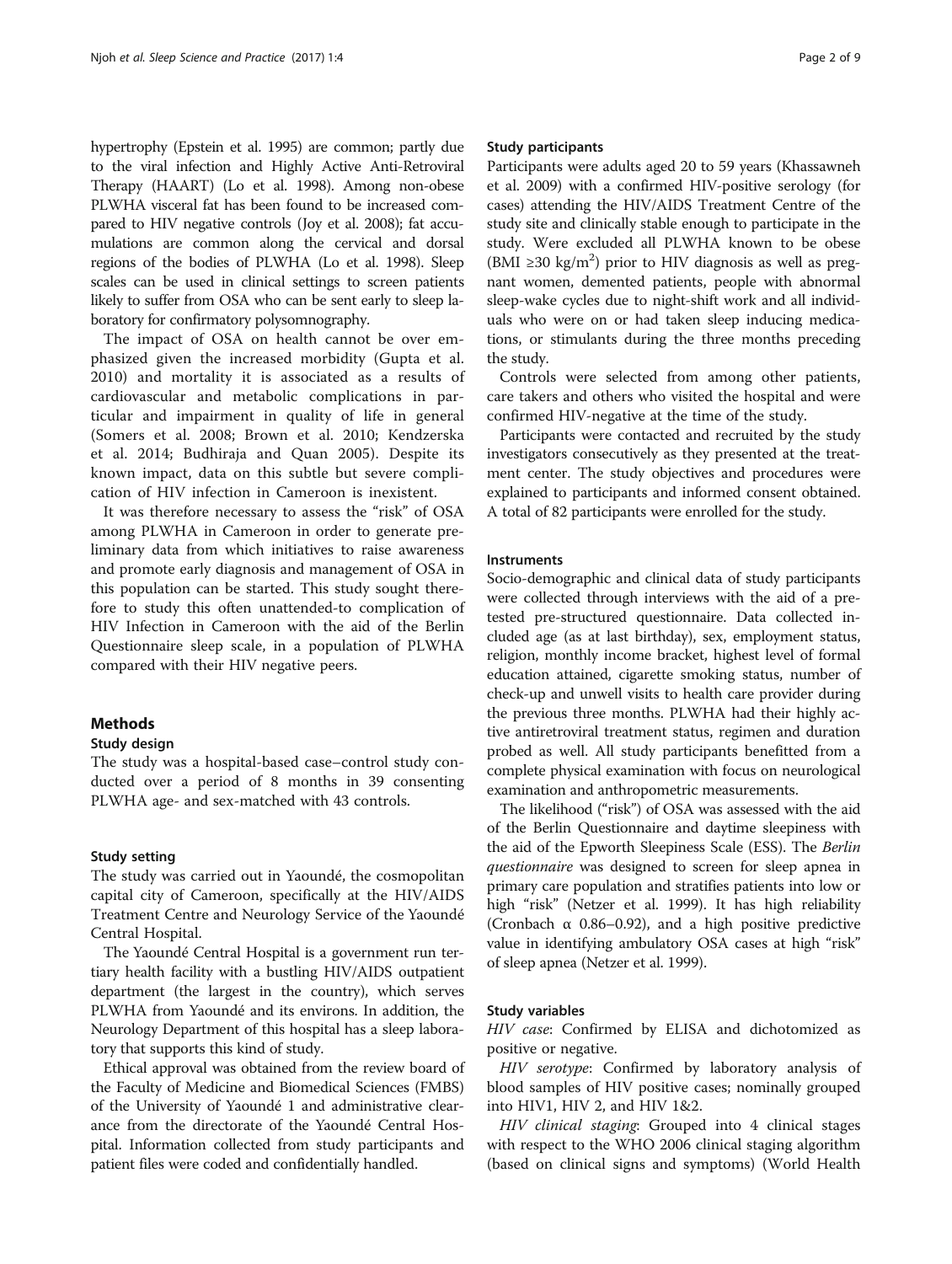hypertrophy (Epstein et al. 1995) are common; partly due to the viral infection and Highly Active Anti-Retroviral Therapy (HAART) (Lo et al. 1998). Among non-obese PLWHA visceral fat has been found to be increased compared to HIV negative controls (Joy et al. 2008); fat accumulations are common along the cervical and dorsal regions of the bodies of PLWHA (Lo et al. 1998). Sleep scales can be used in clinical settings to screen patients likely to suffer from OSA who can be sent early to sleep laboratory for confirmatory polysomnography.

The impact of OSA on health cannot be over emphasized given the increased morbidity (Gupta et al. 2010) and mortality it is associated as a results of cardiovascular and metabolic complications in particular and impairment in quality of life in general (Somers et al. 2008; Brown et al. 2010; Kendzerska et al. 2014; Budhiraja and Quan 2005). Despite its known impact, data on this subtle but severe complication of HIV infection in Cameroon is inexistent.

It was therefore necessary to assess the "risk" of OSA among PLWHA in Cameroon in order to generate preliminary data from which initiatives to raise awareness and promote early diagnosis and management of OSA in this population can be started. This study sought therefore to study this often unattended-to complication of HIV Infection in Cameroon with the aid of the Berlin Questionnaire sleep scale, in a population of PLWHA compared with their HIV negative peers.

## Methods

### Study design

The study was a hospital-based case–control study conducted over a period of 8 months in 39 consenting PLWHA age- and sex-matched with 43 controls.

### Study setting

The study was carried out in Yaoundé, the cosmopolitan capital city of Cameroon, specifically at the HIV/AIDS Treatment Centre and Neurology Service of the Yaoundé Central Hospital.

The Yaoundé Central Hospital is a government run tertiary health facility with a bustling HIV/AIDS outpatient department (the largest in the country), which serves PLWHA from Yaoundé and its environs. In addition, the Neurology Department of this hospital has a sleep laboratory that supports this kind of study.

Ethical approval was obtained from the review board of the Faculty of Medicine and Biomedical Sciences (FMBS) of the University of Yaoundé 1 and administrative clearance from the directorate of the Yaoundé Central Hospital. Information collected from study participants and patient files were coded and confidentially handled.

### Study participants

Participants were adults aged 20 to 59 years (Khassawneh et al. 2009) with a confirmed HIV-positive serology (for cases) attending the HIV/AIDS Treatment Centre of the study site and clinically stable enough to participate in the study. Were excluded all PLWHA known to be obese (BMI $\geq 30$ kg/m$^2$) prior to HIV diagnosis as well as pregnant women, demented patients, people with abnormal sleep-wake cycles due to night-shift work and all individuals who were on or had taken sleep inducing medications, or stimulants during the three months preceding the study.

Controls were selected from among other patients, care takers and others who visited the hospital and were confirmed HIV-negative at the time of the study.

Participants were contacted and recruited by the study investigators consecutively as they presented at the treatment center. The study objectives and procedures were explained to participants and informed consent obtained. A total of 82 participants were enrolled for the study.

### Instruments

Socio-demographic and clinical data of study participants were collected through interviews with the aid of a pretested pre-structured questionnaire. Data collected included age (as at last birthday), sex, employment status, religion, monthly income bracket, highest level of formal education attained, cigarette smoking status, number of check-up and unwell visits to health care provider during the previous three months. PLWHA had their highly active antiretroviral treatment status, regimen and duration probed as well. All study participants benefitted from a complete physical examination with focus on neurological examination and anthropometric measurements.

The likelihood ("risk") of OSA was assessed with the aid of the Berlin Questionnaire and daytime sleepiness with the aid of the Epworth Sleepiness Scale (ESS). The *Berlin questionnaire* was designed to screen for sleep apnea in primary care population and stratifies patients into low or high "risk" (Netzer et al. 1999). It has high reliability (Cronbach $\alpha$ 0.86–0.92), and a high positive predictive value in identifying ambulatory OSA cases at high "risk" of sleep apnea (Netzer et al. 1999).

### Study variables

*HIV case*: Confirmed by ELISA and dichotomized as positive or negative.

*HIV serotype*: Confirmed by laboratory analysis of blood samples of HIV positive cases; nominally grouped into HIV1, HIV 2, and HIV 1&2.

*HIV clinical staging*: Grouped into 4 clinical stages with respect to the WHO 2006 clinical staging algorithm (based on clinical signs and symptoms) (World Health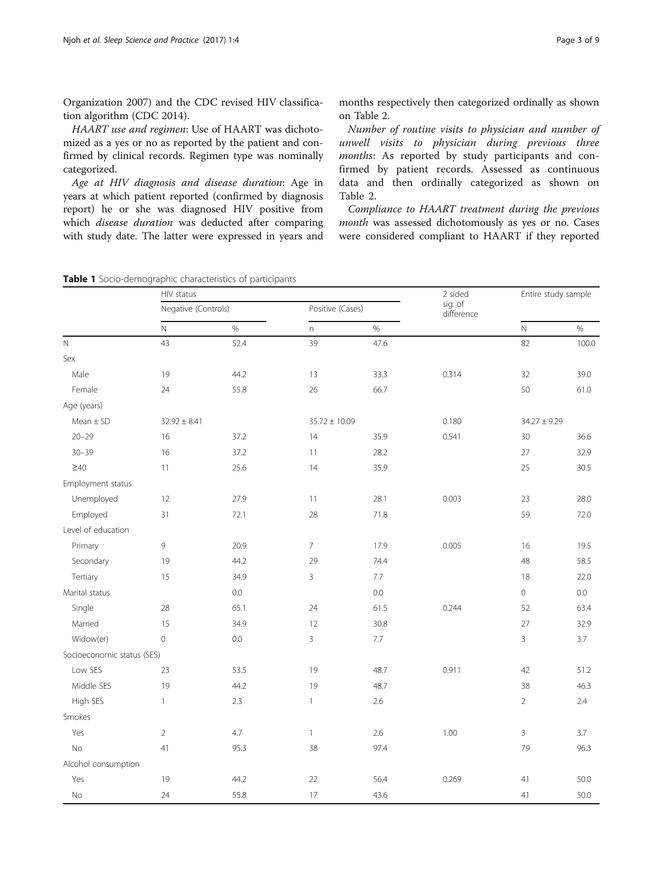Organization 2007) and the CDC revised HIV classification algorithm (CDC 2014).

*HAART use and regimen*: Use of HAART was dichotomized as a yes or no as reported by the patient and confirmed by clinical records. Regimen type was nominally categorized.

*Age at HIV diagnosis and disease duration*: Age in years at which patient reported (confirmed by diagnosis report) he or she was diagnosed HIV positive from which *disease duration* was deducted after comparing with study date. The latter were expressed in years and months respectively then categorized ordinally as shown on Table 2.

*Number of routine visits to physician and number of unwell visits to physician during previous three months*: As reported by study participants and confirmed by patient records. Assessed as continuous data and then ordinally categorized as shown on Table 2.

*Compliance to HAART treatment during the previous month* was assessed dichotomously as yes or no. Cases were considered compliant to HAART if they reported

**Table 1** Socio-demographic characteristics of participants

| | HIV status | | | | 2 sided sig. of difference | Entire study sample | |
|---|---|---|---|---|---|---|---|
| | Negative (Controls) | | Positive (Cases) | | | | |
| | N | % | n | % | | N | % |
| N | 43 | 52.4 | 39 | 47.6 | | 82 | 100.0 |
| Sex | | | | | | | |
| Male | 19 | 44.2 | 13 | 33.3 | 0.314 | 32 | 39.0 |
| Female | 24 | 55.8 | 26 | 66.7 | | 50 | 61.0 |
| Age (years) | | | | | | | |
| Mean ± SD | 32.92 ± 8.41 | | 35.72 ± 10.09 | | 0.180 | 34.27 ± 9.29 | |
| 20–29 | 16 | 37.2 | 14 | 35.9 | 0.541 | 30 | 36.6 |
| 30–39 | 16 | 37.2 | 11 | 28.2 | | 27 | 32.9 |
| ≥40 | 11 | 25.6 | 14 | 35.9 | | 25 | 30.5 |
| Employment status | | | | | | | |
| Unemployed | 12 | 27.9 | 11 | 28.1 | 0.003 | 23 | 28.0 |
| Employed | 31 | 72.1 | 28 | 71.8 | | 59 | 72.0 |
| Level of education | | | | | | | |
| Primary | 9 | 20.9 | 7 | 17.9 | 0.005 | 16 | 19.5 |
| Secondary | 19 | 44.2 | 29 | 74.4 | | 48 | 58.5 |
| Tertiary | 15 | 34.9 | 3 | 7.7 | | 18 | 22.0 |
| Marital status | | 0.0 | | 0.0 | | 0 | 0.0 |
| Single | 28 | 65.1 | 24 | 61.5 | 0.244 | 52 | 63.4 |
| Married | 15 | 34.9 | 12 | 30.8 | | 27 | 32.9 |
| Widow(er) | 0 | 0.0 | 3 | 7.7 | | 3 | 3.7 |
| Socioeconomic status (SES) | | | | | | | |
| Low SES | 23 | 53.5 | 19 | 48.7 | 0.911 | 42 | 51.2 |
| Middle SES | 19 | 44.2 | 19 | 48.7 | | 38 | 46.3 |
| High SES | 1 | 2.3 | 1 | 2.6 | | 2 | 2.4 |
| Smokes | | | | | | | |
| Yes | 2 | 4.7 | 1 | 2.6 | 1.00 | 3 | 3.7 |
| No | 41 | 95.3 | 38 | 97.4 | | 79 | 96.3 |
| Alcohol consumption | | | | | | | |
| Yes | 19 | 44.2 | 22 | 56.4 | 0.269 | 41 | 50.0 |
| No | 24 | 55.8 | 17 | 43.6 | | 41 | 50.0 |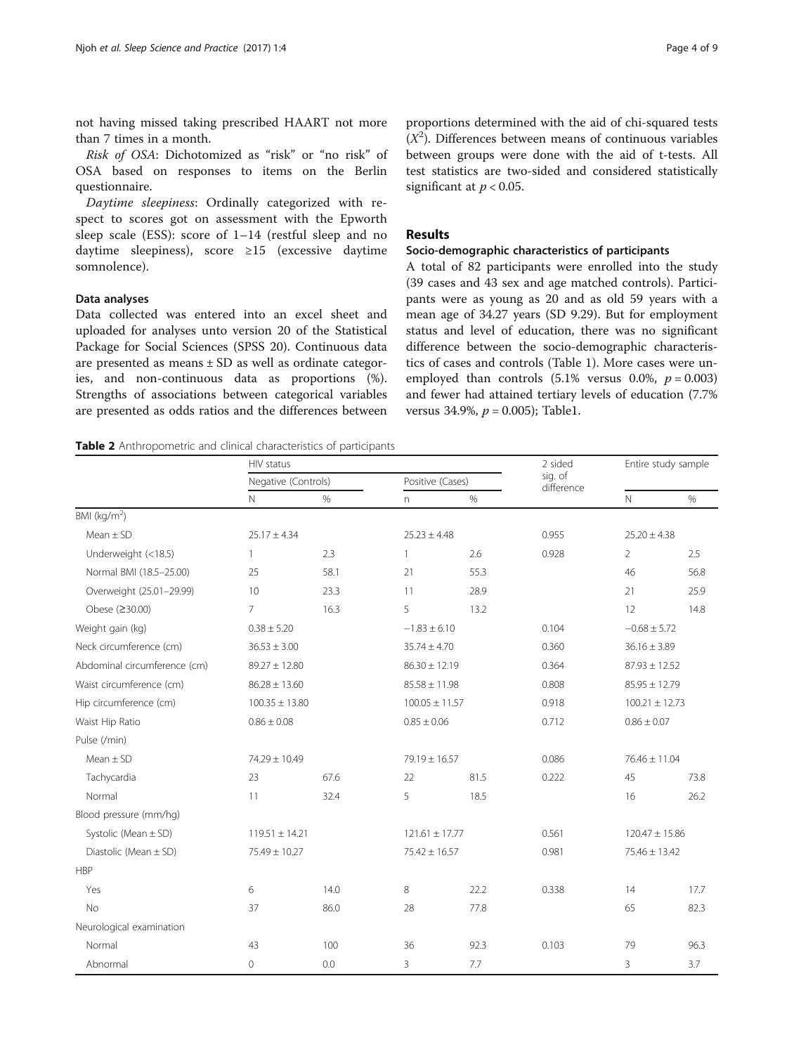not having missed taking prescribed HAART not more than 7 times in a month.

*Risk of OSA*: Dichotomized as "risk" or "no risk" of OSA based on responses to items on the Berlin questionnaire.

*Daytime sleepiness*: Ordinally categorized with respect to scores got on assessment with the Epworth sleep scale (ESS): score of 1–14 (restful sleep and no daytime sleepiness), score ≥15 (excessive daytime somnolence).

### Data analyses

Data collected was entered into an excel sheet and uploaded for analyses unto version 20 of the Statistical Package for Social Sciences (SPSS 20). Continuous data are presented as means ± SD as well as ordinate categories, and non-continuous data as proportions (%). Strengths of associations between categorical variables are presented as odds ratios and the differences between proportions determined with the aid of chi-squared tests ($X^2$). Differences between means of continuous variables between groups were done with the aid of t-tests. All test statistics are two-sided and considered statistically significant at $p < 0.05$.

## Results

### Socio-demographic characteristics of participants

A total of 82 participants were enrolled into the study (39 cases and 43 sex and age matched controls). Participants were as young as 20 and as old 59 years with a mean age of 34.27 years (SD 9.29). But for employment status and level of education, there was no significant difference between the socio-demographic characteristics of cases and controls (Table 1). More cases were unemployed than controls (5.1% versus 0.0%, $p = 0.003$) and fewer had attained tertiary levels of education (7.7% versus 34.9%, $p = 0.005$); Table1.

**Table 2** Anthropometric and clinical characteristics of participants

| | HIV status | | | | 2 sided sig. of difference | Entire study sample | |
|---|---|---|---|---|---|---|---|
| | Negative (Controls) | | Positive (Cases) | | | | |
| | N | % | n | % | | N | % |
| BMI (kg/m$^2$) | | | | | | | |
| Mean ± SD | 25.17 ± 4.34 | | 25.23 ± 4.48 | | 0.955 | 25.20 ± 4.38 | |
| Underweight (<18.5) | 1 | 2.3 | 1 | 2.6 | 0.928 | 2 | 2.5 |
| Normal BMI (18.5–25.00) | 25 | 58.1 | 21 | 55.3 | | 46 | 56.8 |
| Overweight (25.01–29.99) | 10 | 23.3 | 11 | 28.9 | | 21 | 25.9 |
| Obese (≥30.00) | 7 | 16.3 | 5 | 13.2 | | 12 | 14.8 |
| Weight gain (kg) | 0.38 ± 5.20 | | −1.83 ± 6.10 | | 0.104 | −0.68 ± 5.72 | |
| Neck circumference (cm) | 36.53 ± 3.00 | | 35.74 ± 4.70 | | 0.360 | 36.16 ± 3.89 | |
| Abdominal circumference (cm) | 89.27 ± 12.80 | | 86.30 ± 12.19 | | 0.364 | 87.93 ± 12.52 | |
| Waist circumference (cm) | 86.28 ± 13.60 | | 85.58 ± 11.98 | | 0.808 | 85.95 ± 12.79 | |
| Hip circumference (cm) | 100.35 ± 13.80 | | 100.05 ± 11.57 | | 0.918 | 100.21 ± 12.73 | |
| Waist Hip Ratio | 0.86 ± 0.08 | | 0.85 ± 0.06 | | 0.712 | 0.86 ± 0.07 | |
| Pulse (/min) | | | | | | | |
| Mean ± SD | 74.29 ± 10.49 | | 79.19 ± 16.57 | | 0.086 | 76.46 ± 11.04 | |
| Tachycardia | 23 | 67.6 | 22 | 81.5 | 0.222 | 45 | 73.8 |
| Normal | 11 | 32.4 | 5 | 18.5 | | 16 | 26.2 |
| Blood pressure (mm/hg) | | | | | | | |
| Systolic (Mean ± SD) | 119.51 ± 14.21 | | 121.61 ± 17.77 | | 0.561 | 120.47 ± 15.86 | |
| Diastolic (Mean ± SD) | 75.49 ± 10.27 | | 75.42 ± 16.57 | | 0.981 | 75.46 ± 13.42 | |
| HBP | | | | | | | |
| Yes | 6 | 14.0 | 8 | 22.2 | 0.338 | 14 | 17.7 |
| No | 37 | 86.0 | 28 | 77.8 | | 65 | 82.3 |
| Neurological examination | | | | | | | |
| Normal | 43 | 100 | 36 | 92.3 | 0.103 | 79 | 96.3 |
| Abnormal | 0 | 0.0 | 3 | 7.7 | | 3 | 3.7 |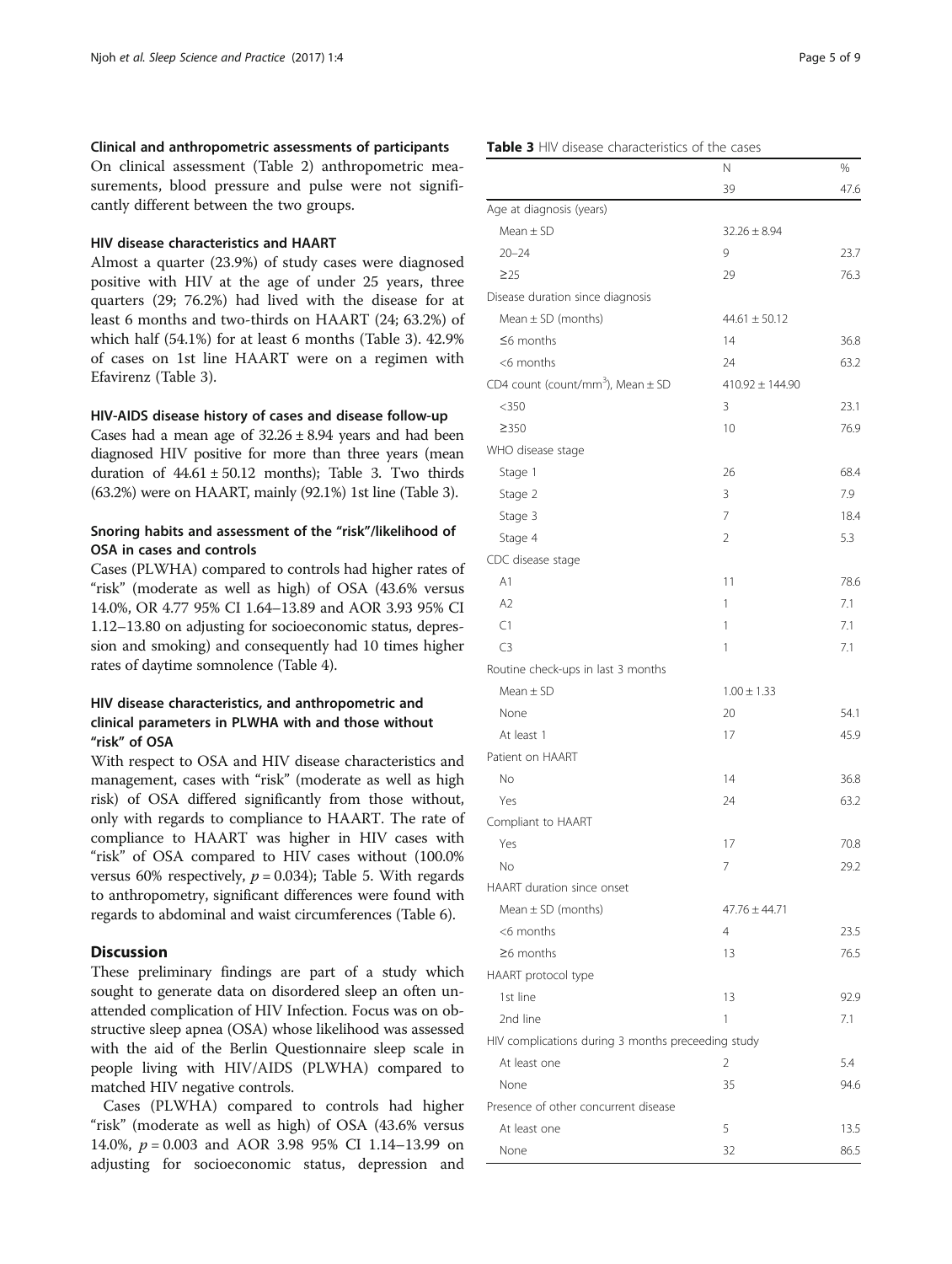### Clinical and anthropometric assessments of participants

On clinical assessment (Table 2) anthropometric measurements, blood pressure and pulse were not significantly different between the two groups.

### HIV disease characteristics and HAART

Almost a quarter (23.9%) of study cases were diagnosed positive with HIV at the age of under 25 years, three quarters (29; 76.2%) had lived with the disease for at least 6 months and two-thirds on HAART (24; 63.2%) of which half (54.1%) for at least 6 months (Table 3). 42.9% of cases on 1st line HAART were on a regimen with Efavirenz (Table 3).

### HIV-AIDS disease history of cases and disease follow-up

Cases had a mean age of $32.26 \pm 8.94$ years and had been diagnosed HIV positive for more than three years (mean duration of $44.61 \pm 50.12$ months); Table 3. Two thirds (63.2%) were on HAART, mainly (92.1%) 1st line (Table 3).

### Snoring habits and assessment of the "risk"/likelihood of OSA in cases and controls

Cases (PLWHA) compared to controls had higher rates of "risk" (moderate as well as high) of OSA (43.6% versus 14.0%, OR 4.77 95% CI 1.64–13.89 and AOR 3.93 95% CI 1.12–13.80 on adjusting for socioeconomic status, depression and smoking) and consequently had 10 times higher rates of daytime somnolence (Table 4).

### HIV disease characteristics, and anthropometric and clinical parameters in PLWHA with and those without "risk" of OSA

With respect to OSA and HIV disease characteristics and management, cases with "risk" (moderate as well as high risk) of OSA differed significantly from those without, only with regards to compliance to HAART. The rate of compliance to HAART was higher in HIV cases with "risk" of OSA compared to HIV cases without (100.0% versus 60% respectively, $p = 0.034$); Table 5. With regards to anthropometry, significant differences were found with regards to abdominal and waist circumferences (Table 6).

## Discussion

These preliminary findings are part of a study which sought to generate data on disordered sleep an often unattended complication of HIV Infection. Focus was on obstructive sleep apnea (OSA) whose likelihood was assessed with the aid of the Berlin Questionnaire sleep scale in people living with HIV/AIDS (PLWHA) compared to matched HIV negative controls.

Cases (PLWHA) compared to controls had higher "risk" (moderate as well as high) of OSA (43.6% versus 14.0%, $p = 0.003$ and AOR 3.98 95% CI 1.14–13.99 on adjusting for socioeconomic status, depression and

**Table 3** HIV disease characteristics of the cases

| | N | % |
|---|---|---|
| | 39 | 47.6 |
| Age at diagnosis (years) | | |
| Mean ± SD | 32.26 ± 8.94 | |
| 20–24 | 9 | 23.7 |
| ≥25 | 29 | 76.3 |
| Disease duration since diagnosis | | |
| Mean ± SD (months) | 44.61 ± 50.12 | |
| ≤6 months | 14 | 36.8 |
| <6 months | 24 | 63.2 |
| CD4 count (count/mm$^3$), Mean ± SD | 410.92 ± 144.90 | |
| <350 | 3 | 23.1 |
| ≥350 | 10 | 76.9 |
| WHO disease stage | | |
| Stage 1 | 26 | 68.4 |
| Stage 2 | 3 | 7.9 |
| Stage 3 | 7 | 18.4 |
| Stage 4 | 2 | 5.3 |
| CDC disease stage | | |
| A1 | 11 | 78.6 |
| A2 | 1 | 7.1 |
| C1 | 1 | 7.1 |
| C3 | 1 | 7.1 |
| Routine check-ups in last 3 months | | |
| Mean ± SD | 1.00 ± 1.33 | |
| None | 20 | 54.1 |
| At least 1 | 17 | 45.9 |
| Patient on HAART | | |
| No | 14 | 36.8 |
| Yes | 24 | 63.2 |
| Compliant to HAART | | |
| Yes | 17 | 70.8 |
| No | 7 | 29.2 |
| HAART duration since onset | | |
| Mean ± SD (months) | 47.76 ± 44.71 | |
| <6 months | 4 | 23.5 |
| ≥6 months | 13 | 76.5 |
| HAART protocol type | | |
| 1st line | 13 | 92.9 |
| 2nd line | 1 | 7.1 |
| HIV complications during 3 months preceeding study | | |
| At least one | 2 | 5.4 |
| None | 35 | 94.6 |
| Presence of other concurrent disease | | |
| At least one | 5 | 13.5 |
| None | 32 | 86.5 |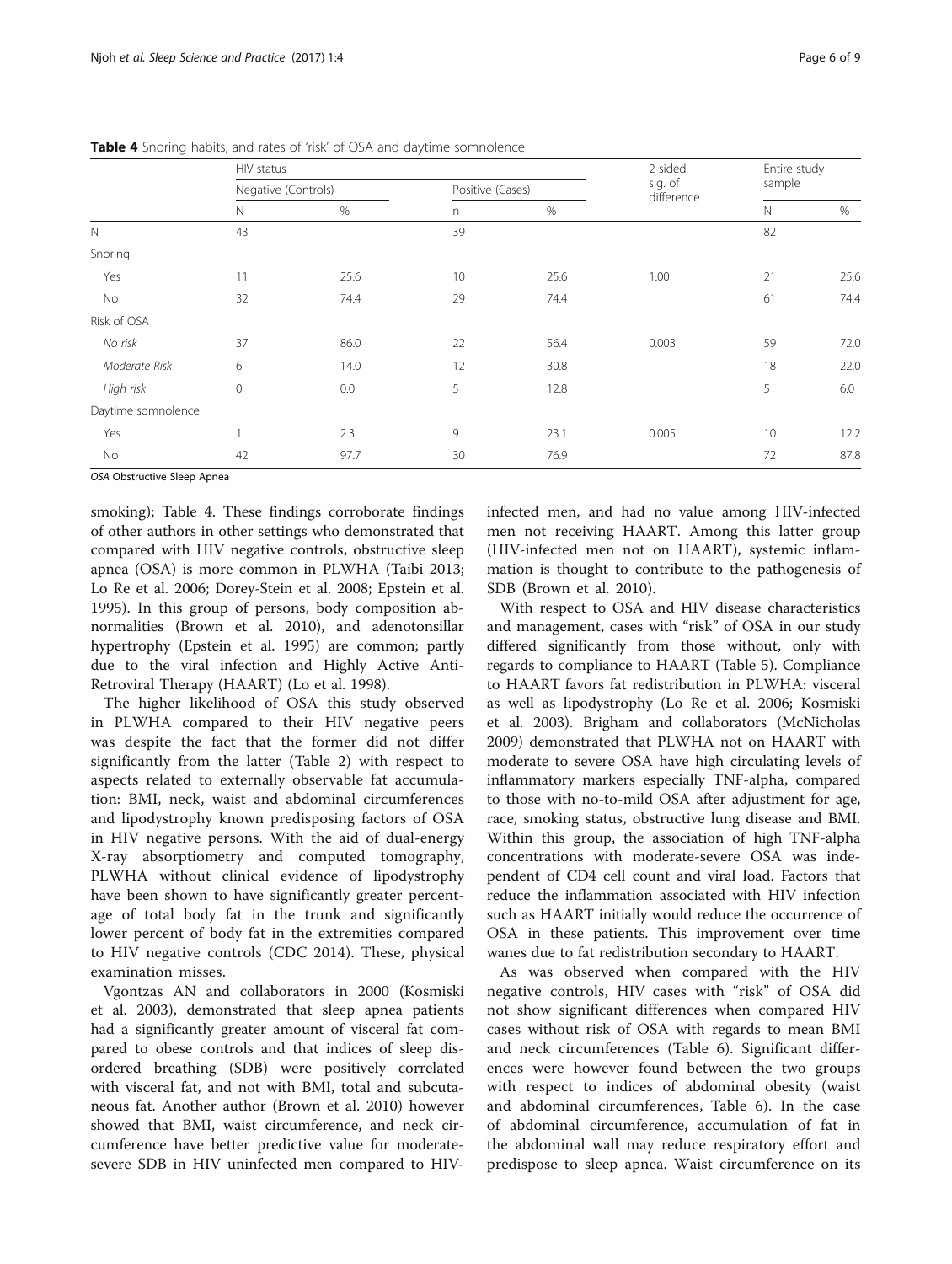**Table 4** Snoring habits, and rates of 'risk' of OSA and daytime somnolence

| | HIV status | | | | 2 sided sig. of difference | Entire study sample | |
|---|---|---|---|---|---|---|---|
| | Negative (Controls) | | Positive (Cases) | | | | |
| | N | % | n | % | | N | % |
| N | 43 | | 39 | | | 82 | |
| Snoring | | | | | | | |
| Yes | 11 | 25.6 | 10 | 25.6 | 1.00 | 21 | 25.6 |
| No | 32 | 74.4 | 29 | 74.4 | | 61 | 74.4 |
| Risk of OSA | | | | | | | |
| *No risk* | 37 | 86.0 | 22 | 56.4 | 0.003 | 59 | 72.0 |
| *Moderate Risk* | 6 | 14.0 | 12 | 30.8 | | 18 | 22.0 |
| *High risk* | 0 | 0.0 | 5 | 12.8 | | 5 | 6.0 |
| Daytime somnolence | | | | | | | |
| Yes | 1 | 2.3 | 9 | 23.1 | 0.005 | 10 | 12.2 |
| No | 42 | 97.7 | 30 | 76.9 | | 72 | 87.8 |

*OSA* Obstructive Sleep Apnea

smoking); Table 4. These findings corroborate findings of other authors in other settings who demonstrated that compared with HIV negative controls, obstructive sleep apnea (OSA) is more common in PLWHA (Taibi 2013; Lo Re et al. 2006; Dorey-Stein et al. 2008; Epstein et al. 1995). In this group of persons, body composition abnormalities (Brown et al. 2010), and adenotonsillar hypertrophy (Epstein et al. 1995) are common; partly due to the viral infection and Highly Active Anti-Retroviral Therapy (HAART) (Lo et al. 1998).

The higher likelihood of OSA this study observed in PLWHA compared to their HIV negative peers was despite the fact that the former did not differ significantly from the latter (Table 2) with respect to aspects related to externally observable fat accumulation: BMI, neck, waist and abdominal circumferences and lipodystrophy known predisposing factors of OSA in HIV negative persons. With the aid of dual-energy X-ray absorptiometry and computed tomography, PLWHA without clinical evidence of lipodystrophy have been shown to have significantly greater percentage of total body fat in the trunk and significantly lower percent of body fat in the extremities compared to HIV negative controls (CDC 2014). These, physical examination misses.

Vgontzas AN and collaborators in 2000 (Kosmiski et al. 2003), demonstrated that sleep apnea patients had a significantly greater amount of visceral fat compared to obese controls and that indices of sleep disordered breathing (SDB) were positively correlated with visceral fat, and not with BMI, total and subcutaneous fat. Another author (Brown et al. 2010) however showed that BMI, waist circumference, and neck circumference have better predictive value for moderate-severe SDB in HIV uninfected men compared to HIV-infected men, and had no value among HIV-infected men not receiving HAART. Among this latter group (HIV-infected men not on HAART), systemic inflammation is thought to contribute to the pathogenesis of SDB (Brown et al. 2010).

With respect to OSA and HIV disease characteristics and management, cases with "risk" of OSA in our study differed significantly from those without, only with regards to compliance to HAART (Table 5). Compliance to HAART favors fat redistribution in PLWHA: visceral as well as lipodystrophy (Lo Re et al. 2006; Kosmiski et al. 2003). Brigham and collaborators (McNicholas 2009) demonstrated that PLWHA not on HAART with moderate to severe OSA have high circulating levels of inflammatory markers especially TNF-alpha, compared to those with no-to-mild OSA after adjustment for age, race, smoking status, obstructive lung disease and BMI. Within this group, the association of high TNF-alpha concentrations with moderate-severe OSA was independent of CD4 cell count and viral load. Factors that reduce the inflammation associated with HIV infection such as HAART initially would reduce the occurrence of OSA in these patients. This improvement over time wanes due to fat redistribution secondary to HAART.

As was observed when compared with the HIV negative controls, HIV cases with "risk" of OSA did not show significant differences when compared HIV cases without risk of OSA with regards to mean BMI and neck circumferences (Table 6). Significant differences were however found between the two groups with respect to indices of abdominal obesity (waist and abdominal circumferences, Table 6). In the case of abdominal circumference, accumulation of fat in the abdominal wall may reduce respiratory effort and predispose to sleep apnea. Waist circumference on its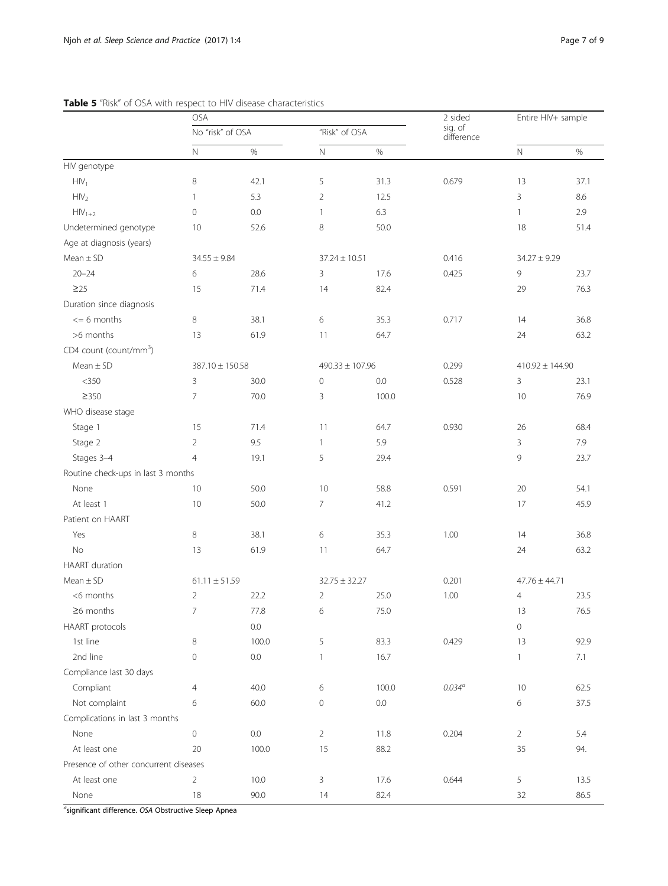**Table 5** "Risk" of OSA with respect to HIV disease characteristics

| | OSA | | | | 2 sided sig. of difference | Entire HIV+ sample | |
|---|---|---|---|---|---|---|---|
| | No "risk" of OSA | | "Risk" of OSA | | | | |
| | N | % | N | % | | N | % |
| HIV genotype | | | | | | | |
| $HIV_1$ | 8 | 42.1 | 5 | 31.3 | 0.679 | 13 | 37.1 |
| $HIV_2$ | 1 | 5.3 | 2 | 12.5 | | 3 | 8.6 |
| $HIV_{1+2}$ | 0 | 0.0 | 1 | 6.3 | | 1 | 2.9 |
| Undetermined genotype | 10 | 52.6 | 8 | 50.0 | | 18 | 51.4 |
| Age at diagnosis (years) | | | | | | | |
| Mean ± SD | 34.55 ± 9.84 | | 37.24 ± 10.51 | | 0.416 | 34.27 ± 9.29 | |
| 20–24 | 6 | 28.6 | 3 | 17.6 | 0.425 | 9 | 23.7 |
| ≥25 | 15 | 71.4 | 14 | 82.4 | | 29 | 76.3 |
| Duration since diagnosis | | | | | | | |
| <= 6 months | 8 | 38.1 | 6 | 35.3 | 0.717 | 14 | 36.8 |
| >6 months | 13 | 61.9 | 11 | 64.7 | | 24 | 63.2 |
| CD4 count (count/mm$^3$) | | | | | | | |
| Mean ± SD | 387.10 ± 150.58 | | 490.33 ± 107.96 | | 0.299 | 410.92 ± 144.90 | |
| <350 | 3 | 30.0 | 0 | 0.0 | 0.528 | 3 | 23.1 |
| ≥350 | 7 | 70.0 | 3 | 100.0 | | 10 | 76.9 |
| WHO disease stage | | | | | | | |
| Stage 1 | 15 | 71.4 | 11 | 64.7 | 0.930 | 26 | 68.4 |
| Stage 2 | 2 | 9.5 | 1 | 5.9 | | 3 | 7.9 |
| Stages 3–4 | 4 | 19.1 | 5 | 29.4 | | 9 | 23.7 |
| Routine check-ups in last 3 months | | | | | | | |
| None | 10 | 50.0 | 10 | 58.8 | 0.591 | 20 | 54.1 |
| At least 1 | 10 | 50.0 | 7 | 41.2 | | 17 | 45.9 |
| Patient on HAART | | | | | | | |
| Yes | 8 | 38.1 | 6 | 35.3 | 1.00 | 14 | 36.8 |
| No | 13 | 61.9 | 11 | 64.7 | | 24 | 63.2 |
| HAART duration | | | | | | | |
| Mean ± SD | 61.11 ± 51.59 | | 32.75 ± 32.27 | | 0.201 | 47.76 ± 44.71 | |
| <6 months | 2 | 22.2 | 2 | 25.0 | 1.00 | 4 | 23.5 |
| ≥6 months | 7 | 77.8 | 6 | 75.0 | | 13 | 76.5 |
| HAART protocols | | 0.0 | | | | 0 | |
| 1st line | 8 | 100.0 | 5 | 83.3 | 0.429 | 13 | 92.9 |
| 2nd line | 0 | 0.0 | 1 | 16.7 | | 1 | 7.1 |
| Compliance last 30 days | | | | | | | |
| Compliant | 4 | 40.0 | 6 | 100.0 | *0.034*[a] | 10 | 62.5 |
| Not complaint | 6 | 60.0 | 0 | 0.0 | | 6 | 37.5 |
| Complications in last 3 months | | | | | | | |
| None | 0 | 0.0 | 2 | 11.8 | 0.204 | 2 | 5.4 |
| At least one | 20 | 100.0 | 15 | 88.2 | | 35 | 94. |
| Presence of other concurrent diseases | | | | | | | |
| At least one | 2 | 10.0 | 3 | 17.6 | 0.644 | 5 | 13.5 |
| None | 18 | 90.0 | 14 | 82.4 | | 32 | 86.5 |

[a]significant difference. *OSA* Obstructive Sleep Apnea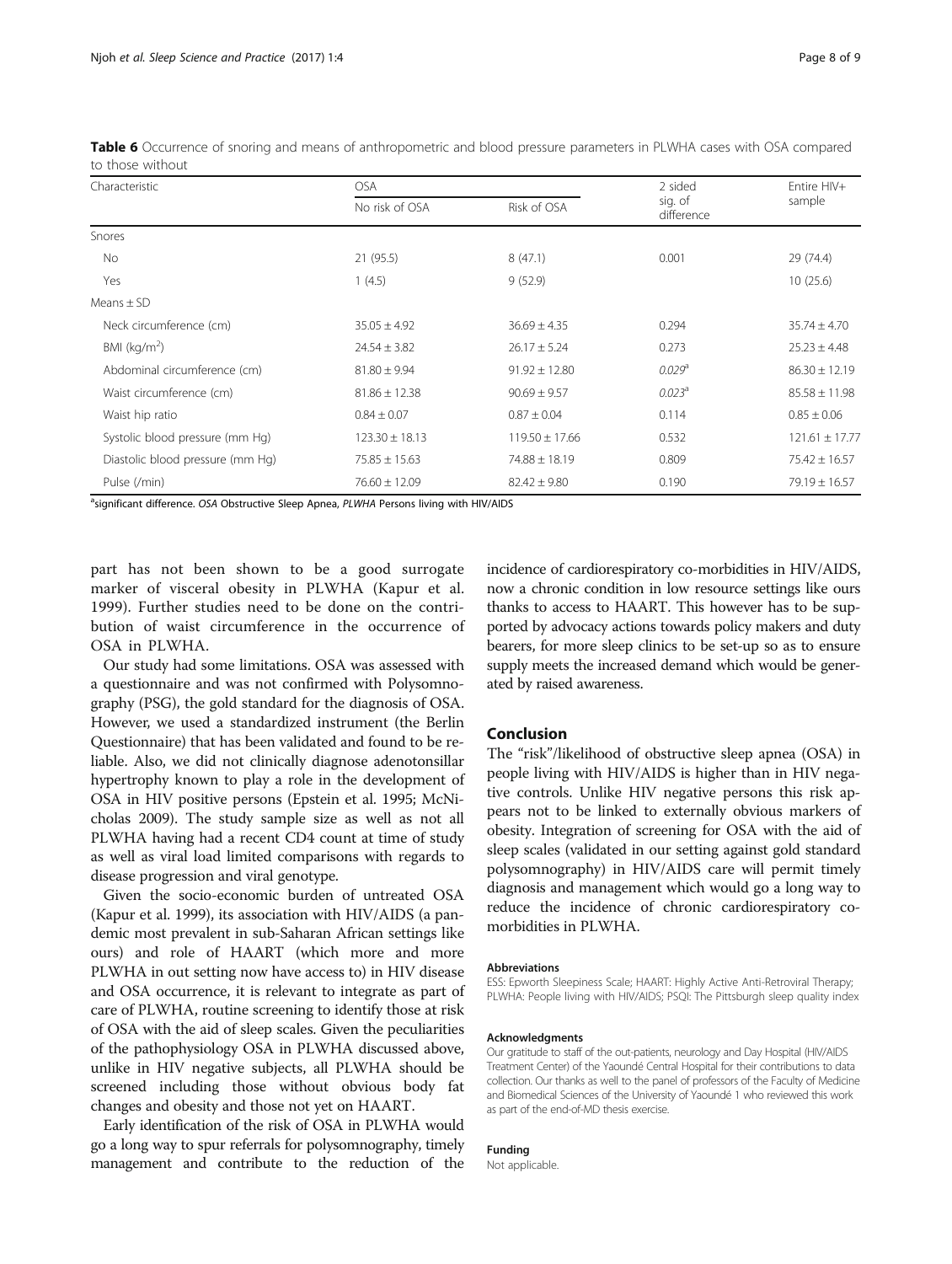**Table 6** Occurrence of snoring and means of anthropometric and blood pressure parameters in PLWHA cases with OSA compared to those without

| Characteristic | OSA | | 2 sided sig. of difference | Entire HIV+ sample |
|---|---|---|---|---|
| | No risk of OSA | Risk of OSA | | |
| Snores | | | | |
| No | 21 (95.5) | 8 (47.1) | 0.001 | 29 (74.4) |
| Yes | 1 (4.5) | 9 (52.9) | | 10 (25.6) |
| Means ± SD | | | | |
| Neck circumference (cm) | 35.05 ± 4.92 | 36.69 ± 4.35 | 0.294 | 35.74 ± 4.70 |
| BMI (kg/m$^2$) | 24.54 ± 3.82 | 26.17 ± 5.24 | 0.273 | 25.23 ± 4.48 |
| Abdominal circumference (cm) | 81.80 ± 9.94 | 91.92 ± 12.80 | *0.029*[a] | 86.30 ± 12.19 |
| Waist circumference (cm) | 81.86 ± 12.38 | 90.69 ± 9.57 | *0.023*[a] | 85.58 ± 11.98 |
| Waist hip ratio | 0.84 ± 0.07 | 0.87 ± 0.04 | 0.114 | 0.85 ± 0.06 |
| Systolic blood pressure (mm Hg) | 123.30 ± 18.13 | 119.50 ± 17.66 | 0.532 | 121.61 ± 17.77 |
| Diastolic blood pressure (mm Hg) | 75.85 ± 15.63 | 74.88 ± 18.19 | 0.809 | 75.42 ± 16.57 |
| Pulse (/min) | 76.60 ± 12.09 | 82.42 ± 9.80 | 0.190 | 79.19 ± 16.57 |

[a]significant difference. *OSA* Obstructive Sleep Apnea, *PLWHA* Persons living with HIV/AIDS

part has not been shown to be a good surrogate marker of visceral obesity in PLWHA (Kapur et al. 1999). Further studies need to be done on the contribution of waist circumference in the occurrence of OSA in PLWHA.

Our study had some limitations. OSA was assessed with a questionnaire and was not confirmed with Polysomnography (PSG), the gold standard for the diagnosis of OSA. However, we used a standardized instrument (the Berlin Questionnaire) that has been validated and found to be reliable. Also, we did not clinically diagnose adenotonsillar hypertrophy known to play a role in the development of OSA in HIV positive persons (Epstein et al. 1995; McNicholas 2009). The study sample size as well as not all PLWHA having had a recent CD4 count at time of study as well as viral load limited comparisons with regards to disease progression and viral genotype.

Given the socio-economic burden of untreated OSA (Kapur et al. 1999), its association with HIV/AIDS (a pandemic most prevalent in sub-Saharan African settings like ours) and role of HAART (which more and more PLWHA in out setting now have access to) in HIV disease and OSA occurrence, it is relevant to integrate as part of care of PLWHA, routine screening to identify those at risk of OSA with the aid of sleep scales. Given the peculiarities of the pathophysiology OSA in PLWHA discussed above, unlike in HIV negative subjects, all PLWHA should be screened including those without obvious body fat changes and obesity and those not yet on HAART.

Early identification of the risk of OSA in PLWHA would go a long way to spur referrals for polysomnography, timely management and contribute to the reduction of the incidence of cardiorespiratory co-morbidities in HIV/AIDS, now a chronic condition in low resource settings like ours thanks to access to HAART. This however has to be supported by advocacy actions towards policy makers and duty bearers, for more sleep clinics to be set-up so as to ensure supply meets the increased demand which would be generated by raised awareness.

## Conclusion

The "risk"/likelihood of obstructive sleep apnea (OSA) in people living with HIV/AIDS is higher than in HIV negative controls. Unlike HIV negative persons this risk appears not to be linked to externally obvious markers of obesity. Integration of screening for OSA with the aid of sleep scales (validated in our setting against gold standard polysomnography) in HIV/AIDS care will permit timely diagnosis and management which would go a long way to reduce the incidence of chronic cardiorespiratory co-morbidities in PLWHA.

#### Abbreviations

ESS: Epworth Sleepiness Scale; HAART: Highly Active Anti-Retroviral Therapy; PLWHA: People living with HIV/AIDS; PSQI: The Pittsburgh sleep quality index

#### Acknowledgments

Our gratitude to staff of the out-patients, neurology and Day Hospital (HIV/AIDS Treatment Center) of the Yaoundé Central Hospital for their contributions to data collection. Our thanks as well to the panel of professors of the Faculty of Medicine and Biomedical Sciences of the University of Yaoundé 1 who reviewed this work as part of the end-of-MD thesis exercise.

#### Funding

Not applicable.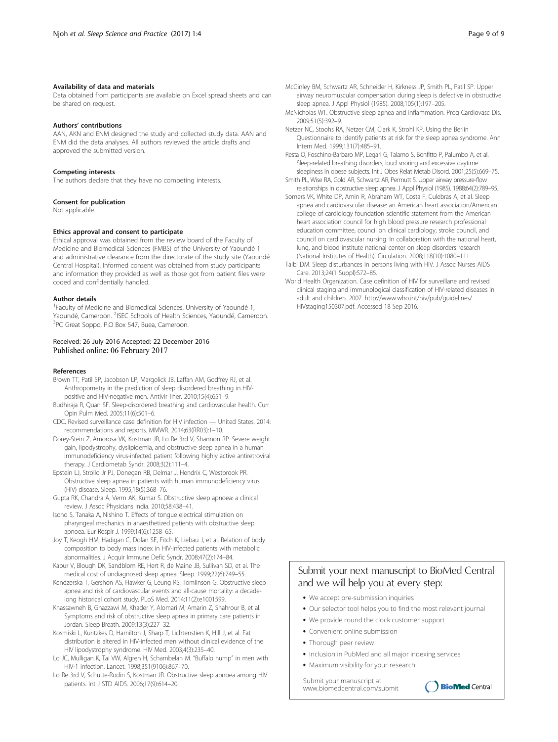#### Availability of data and materials

Data obtained from participants are available on Excel spread sheets and can be shared on request.

#### Authors' contributions

AAN, AKN and ENM designed the study and collected study data. AAN and ENM did the data analyses. All authors reviewed the article drafts and approved the submitted version.

#### Competing interests

The authors declare that they have no competing interests.

#### Consent for publication

Not applicable.

#### Ethics approval and consent to participate

Ethical approval was obtained from the review board of the Faculty of Medicine and Biomedical Sciences (FMBS) of the University of Yaoundé 1 and administrative clearance from the directorate of the study site (Yaoundé Central Hospital). Informed consent was obtained from study participants and information they provided as well as those got from patient files were coded and confidentially handled.

#### Author details

[1]Faculty of Medicine and Biomedical Sciences, University of Yaoundé 1, Yaoundé, Cameroon. [2]ISEC Schools of Health Sciences, Yaoundé, Cameroon. [3]PC Great Soppo, P.O Box 547, Buea, Cameroon.

Received: 26 July 2016 Accepted: 22 December 2016
Published online: 06 February 2017

#### References

- Brown TT, Patil SP, Jacobson LP, Margolick JB, Laffan AM, Godfrey RJ, et al. Anthropometry in the prediction of sleep disordered breathing in HIV-positive and HIV-negative men. Antivir Ther. 2010;15(4):651–9.
- Budhiraja R, Quan SF. Sleep-disordered breathing and cardiovascular health. Curr Opin Pulm Med. 2005;11(6):501–6.
- CDC. Revised surveillance case definition for HIV infection — United States, 2014: recommendations and reports. MMWR. 2014;63(RR03):1–10.
- Dorey-Stein Z, Amorosa VK, Kostman JR, Lo Re 3rd V, Shannon RP. Severe weight gain, lipodystrophy, dyslipidemia, and obstructive sleep apnea in a human immunodeficiency virus-infected patient following highly active antiretroviral therapy. J Cardiometab Syndr. 2008;3(2):111–4.
- Epstein LJ, Strollo Jr PJ, Donegan RB, Delmar J, Hendrix C, Westbrook PR. Obstructive sleep apnea in patients with human immunodeficiency virus (HIV) disease. Sleep. 1995;18(5):368–76.
- Gupta RK, Chandra A, Verm AK, Kumar S. Obstructive sleep apnoea: a clinical review. J Assoc Physicians India. 2010;58:438–41.
- Isono S, Tanaka A, Nishino T. Effects of tongue electrical stimulation on pharyngeal mechanics in anaesthetized patients with obstructive sleep apnoea. Eur Respir J. 1999;14(6):1258–65.
- Joy T, Keogh HM, Hadigan C, Dolan SE, Fitch K, Liebau J, et al. Relation of body composition to body mass index in HIV-infected patients with metabolic abnormalities. J Acquir Immune Defic Syndr. 2008;47(2):174–84.
- Kapur V, Blough DK, Sandblom RE, Hert R, de Maine JB, Sullivan SD, et al. The medical cost of undiagnosed sleep apnea. Sleep. 1999;22(6):749–55.
- Kendzerska T, Gershon AS, Hawker G, Leung RS, Tomlinson G. Obstructive sleep apnea and risk of cardiovascular events and all-cause mortality: a decade-long historical cohort study. PLoS Med. 2014;11(2):e1001599.
- Khassawneh B, Ghazzawi M, Khader Y, Alomari M, Amarin Z, Shahrour B, et al. Symptoms and risk of obstructive sleep apnea in primary care patients in Jordan. Sleep Breath. 2009;13(3):227–32.
- Kosmiski L, Kuritzkes D, Hamilton J, Sharp T, Lichtenstien K, Hill J, et al. Fat distribution is altered in HIV-infected men without clinical evidence of the HIV lipodystrophy syndrome. HIV Med. 2003;4(3):235–40.
- Lo JC, Mulligan K, Tai VW, Algren H, Schambelan M. "Buffalo hump" in men with HIV-1 infection. Lancet. 1998;351(9106):867–70.
- Lo Re 3rd V, Schutte-Rodin S, Kostman JR. Obstructive sleep apnoea among HIV patients. Int J STD AIDS. 2006;17(9):614–20.
- McGinley BM, Schwartz AR, Schneider H, Kirkness JP, Smith PL, Patil SP. Upper airway neuromuscular compensation during sleep is defective in obstructive sleep apnea. J Appl Physiol (1985). 2008;105(1):197–205.
- McNicholas WT. Obstructive sleep apnea and inflammation. Prog Cardiovasc Dis. 2009;51(5):392–9.
- Netzer NC, Stoohs RA, Netzer CM, Clark K, Strohl KP. Using the Berlin Questionnaire to identify patients at risk for the sleep apnea syndrome. Ann Intern Med. 1999;131(7):485–91.
- Resta O, Foschino-Barbaro MP, Legari G, Talamo S, Bonfitto P, Palumbo A, et al. Sleep-related breathing disorders, loud snoring and excessive daytime sleepiness in obese subjects. Int J Obes Relat Metab Disord. 2001;25(5):669–75.
- Smith PL, Wise RA, Gold AR, Schwartz AR, Permutt S. Upper airway pressure-flow relationships in obstructive sleep apnea. J Appl Physiol (1985). 1988;64(2):789–95.
- Somers VK, White DP, Amin R, Abraham WT, Costa F, Culebras A, et al. Sleep apnea and cardiovascular disease: an American heart association/American college of cardiology foundation scientific statement from the American heart association council for high blood pressure research professional education committee, council on clinical cardiology, stroke council, and council on cardiovascular nursing. In collaboration with the national heart, lung, and blood institute national center on sleep disorders research (National Institutes of Health). Circulation. 2008;118(10):1080–111.
- Taibi DM. Sleep disturbances in persons living with HIV. J Assoc Nurses AIDS Care. 2013;24(1 Suppl):S72–85.
- World Health Organization. Case definition of HIV for surveillane and revised clinical staging and immunological classification of HIV-related diseases in adult and children. 2007. http://www.who.int/hiv/pub/guidelines/HIVstaging150307.pdf. Accessed 18 Sep 2016.

Submit your next manuscript to BioMed Central and we will help you at every step:

- We accept pre-submission inquiries
- Our selector tool helps you to find the most relevant journal
- We provide round the clock customer support
- Convenient online submission
- Thorough peer review
- Inclusion in PubMed and all major indexing services
- Maximum visibility for your research

Submit your manuscript at
www.biomedcentral.com/submit

BioMed Central